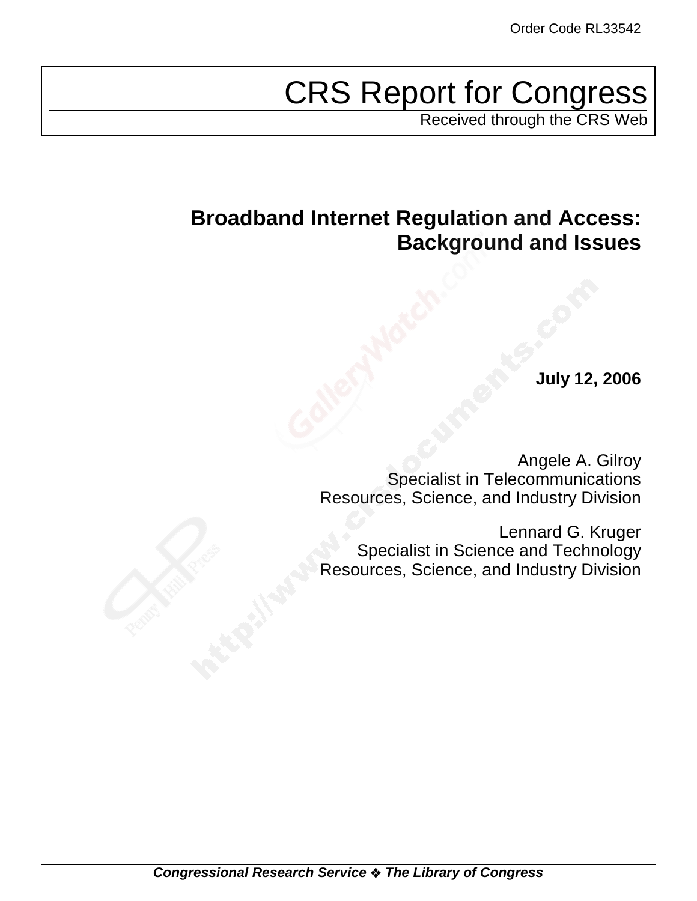Order Code RL33542

# CRS Report for Congress

Received through the CRS Web

## Broadband Internet Regulation and Access: Background and Issues

**July 12, 2006**

Angele A. Gilroy
Specialist in Telecommunications
Resources, Science, and Industry Division

Lennard G. Kruger
Specialist in Science and Technology
Resources, Science, and Industry Division

***Congressional Research Service ❖ The Library of Congress***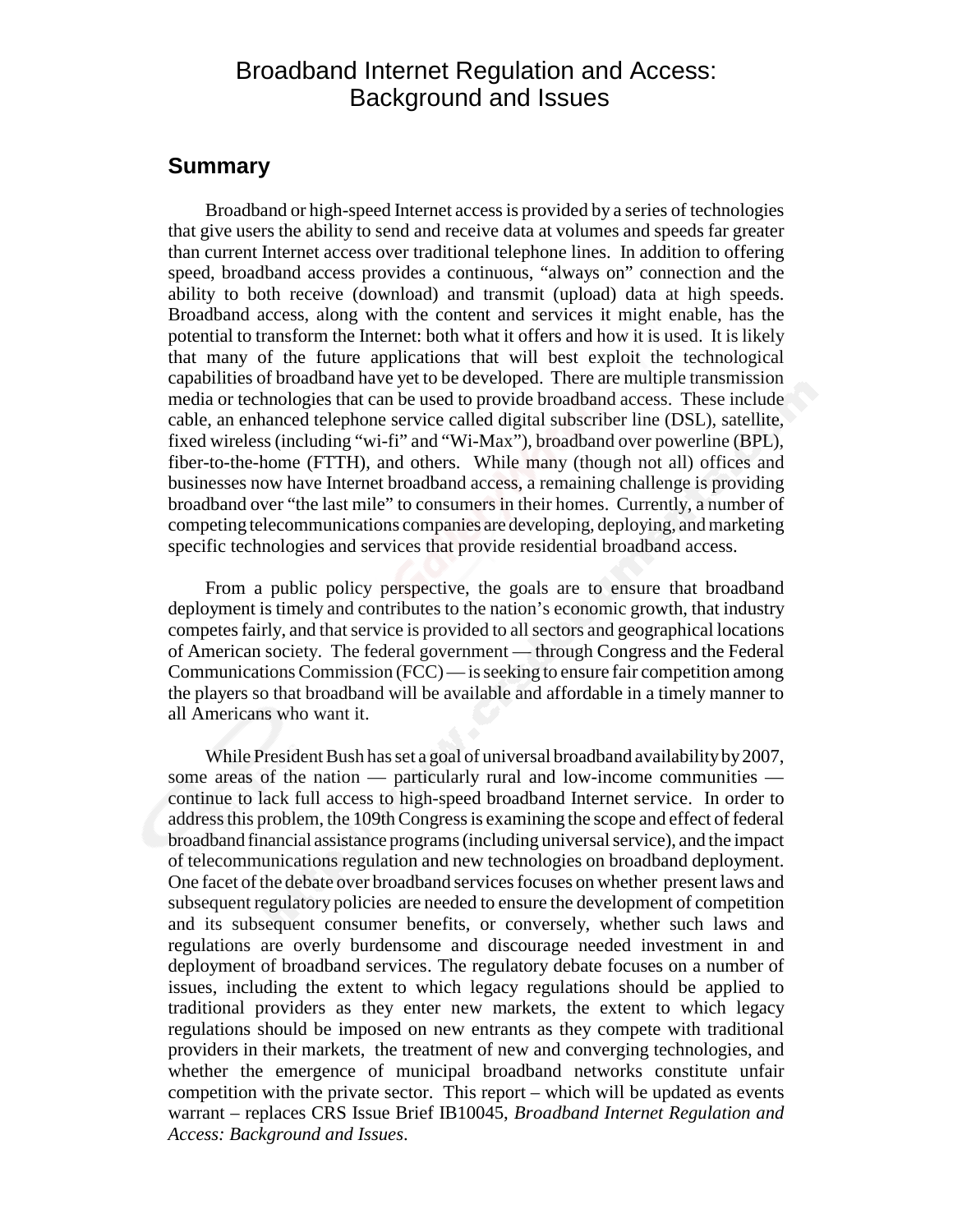# Broadband Internet Regulation and Access: Background and Issues

## Summary

Broadband or high-speed Internet access is provided by a series of technologies that give users the ability to send and receive data at volumes and speeds far greater than current Internet access over traditional telephone lines. In addition to offering speed, broadband access provides a continuous, "always on" connection and the ability to both receive (download) and transmit (upload) data at high speeds. Broadband access, along with the content and services it might enable, has the potential to transform the Internet: both what it offers and how it is used. It is likely that many of the future applications that will best exploit the technological capabilities of broadband have yet to be developed. There are multiple transmission media or technologies that can be used to provide broadband access. These include cable, an enhanced telephone service called digital subscriber line (DSL), satellite, fixed wireless (including "wi-fi" and "Wi-Max"), broadband over powerline (BPL), fiber-to-the-home (FTTH), and others. While many (though not all) offices and businesses now have Internet broadband access, a remaining challenge is providing broadband over "the last mile" to consumers in their homes. Currently, a number of competing telecommunications companies are developing, deploying, and marketing specific technologies and services that provide residential broadband access.

From a public policy perspective, the goals are to ensure that broadband deployment is timely and contributes to the nation's economic growth, that industry competes fairly, and that service is provided to all sectors and geographical locations of American society. The federal government — through Congress and the Federal Communications Commission (FCC) — is seeking to ensure fair competition among the players so that broadband will be available and affordable in a timely manner to all Americans who want it.

While President Bush has set a goal of universal broadband availability by 2007, some areas of the nation — particularly rural and low-income communities — continue to lack full access to high-speed broadband Internet service. In order to address this problem, the 109th Congress is examining the scope and effect of federal broadband financial assistance programs (including universal service), and the impact of telecommunications regulation and new technologies on broadband deployment. One facet of the debate over broadband services focuses on whether present laws and subsequent regulatory policies are needed to ensure the development of competition and its subsequent consumer benefits, or conversely, whether such laws and regulations are overly burdensome and discourage needed investment in and deployment of broadband services. The regulatory debate focuses on a number of issues, including the extent to which legacy regulations should be applied to traditional providers as they enter new markets, the extent to which legacy regulations should be imposed on new entrants as they compete with traditional providers in their markets, the treatment of new and converging technologies, and whether the emergence of municipal broadband networks constitute unfair competition with the private sector. This report – which will be updated as events warrant – replaces CRS Issue Brief IB10045, *Broadband Internet Regulation and Access: Background and Issues*.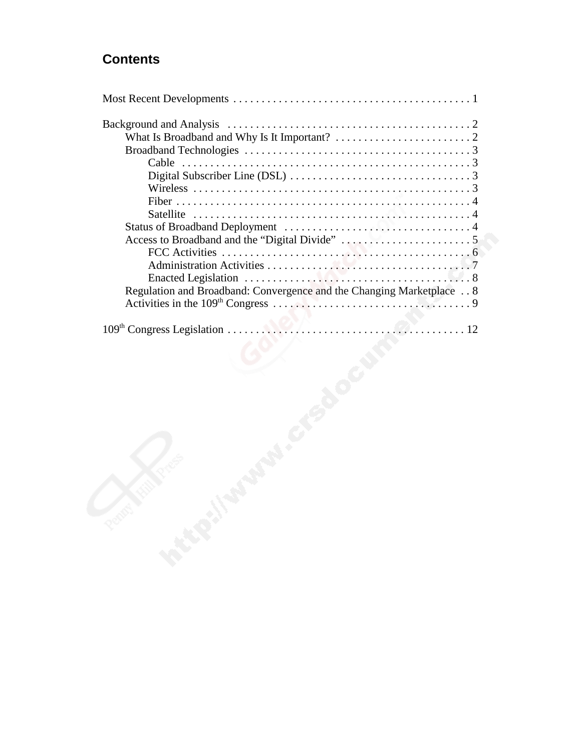# Contents

Most Recent Developments . . . . . . . . . . . . . . . . . . . . . . . . . . . . . . . . . . . . . . . . . . 1

Background and Analysis . . . . . . . . . . . . . . . . . . . . . . . . . . . . . . . . . . . . . . . . . . . 2
- What Is Broadband and Why Is It Important? . . . . . . . . . . . . . . . . . . . . . . . . . 2
- Broadband Technologies . . . . . . . . . . . . . . . . . . . . . . . . . . . . . . . . . . . . . . . . 3
  - Cable . . . . . . . . . . . . . . . . . . . . . . . . . . . . . . . . . . . . . . . . . . . . . . . . . . . 3
  - Digital Subscriber Line (DSL) . . . . . . . . . . . . . . . . . . . . . . . . . . . . . . . . 3
  - Wireless . . . . . . . . . . . . . . . . . . . . . . . . . . . . . . . . . . . . . . . . . . . . . . . . . 3
  - Fiber . . . . . . . . . . . . . . . . . . . . . . . . . . . . . . . . . . . . . . . . . . . . . . . . . . . . 4
  - Satellite . . . . . . . . . . . . . . . . . . . . . . . . . . . . . . . . . . . . . . . . . . . . . . . . . 4
- Status of Broadband Deployment . . . . . . . . . . . . . . . . . . . . . . . . . . . . . . . . . 4
- Access to Broadband and the "Digital Divide" . . . . . . . . . . . . . . . . . . . . . . . 5
  - FCC Activities . . . . . . . . . . . . . . . . . . . . . . . . . . . . . . . . . . . . . . . . . . . . 6
  - Administration Activities . . . . . . . . . . . . . . . . . . . . . . . . . . . . . . . . . . . . 7
  - Enacted Legislation . . . . . . . . . . . . . . . . . . . . . . . . . . . . . . . . . . . . . . . . 8
- Regulation and Broadband: Convergence and the Changing Marketplace . . 8
- Activities in the 109th Congress . . . . . . . . . . . . . . . . . . . . . . . . . . . . . . . . . . . 9

109th Congress Legislation . . . . . . . . . . . . . . . . . . . . . . . . . . . . . . . . . . . . . . . . . . 12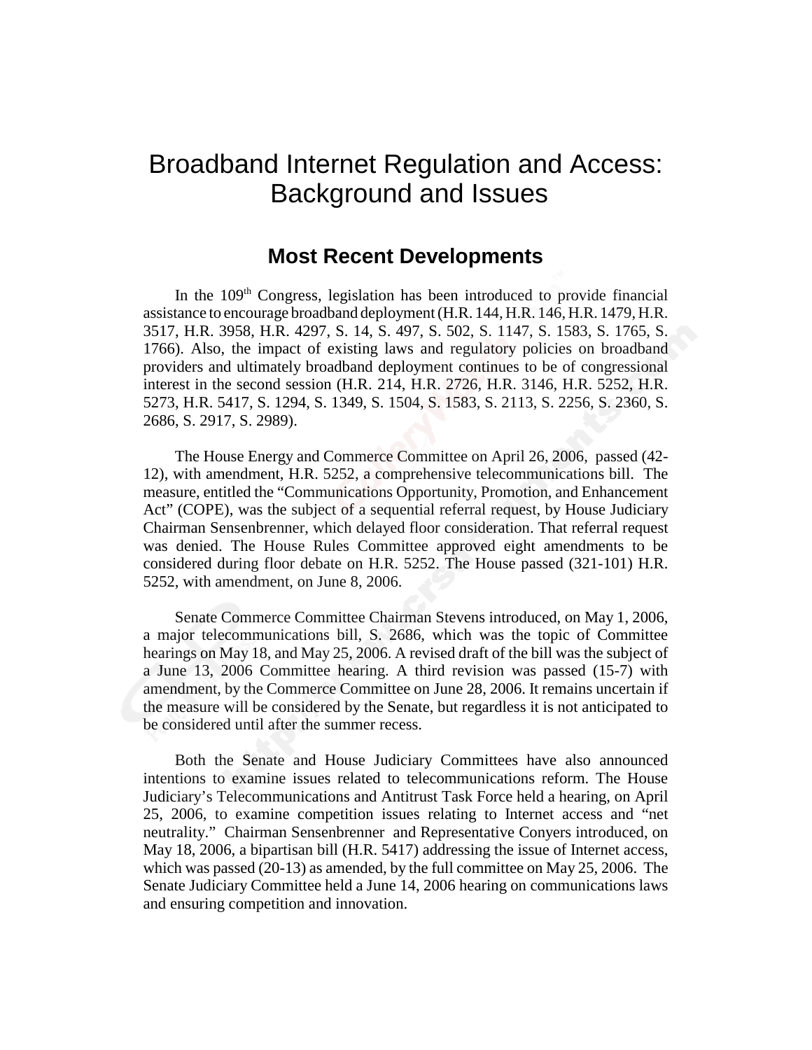# Broadband Internet Regulation and Access: Background and Issues

## Most Recent Developments

In the 109th Congress, legislation has been introduced to provide financial assistance to encourage broadband deployment (H.R. 144, H.R. 146, H.R. 1479, H.R. 3517, H.R. 3958, H.R. 4297, S. 14, S. 497, S. 502, S. 1147, S. 1583, S. 1765, S. 1766). Also, the impact of existing laws and regulatory policies on broadband providers and ultimately broadband deployment continues to be of congressional interest in the second session (H.R. 214, H.R. 2726, H.R. 3146, H.R. 5252, H.R. 5273, H.R. 5417, S. 1294, S. 1349, S. 1504, S. 1583, S. 2113, S. 2256, S. 2360, S. 2686, S. 2917, S. 2989).

The House Energy and Commerce Committee on April 26, 2006, passed (42-12), with amendment, H.R. 5252, a comprehensive telecommunications bill. The measure, entitled the "Communications Opportunity, Promotion, and Enhancement Act" (COPE), was the subject of a sequential referral request, by House Judiciary Chairman Sensenbrenner, which delayed floor consideration. That referral request was denied. The House Rules Committee approved eight amendments to be considered during floor debate on H.R. 5252. The House passed (321-101) H.R. 5252, with amendment, on June 8, 2006.

Senate Commerce Committee Chairman Stevens introduced, on May 1, 2006, a major telecommunications bill, S. 2686, which was the topic of Committee hearings on May 18, and May 25, 2006. A revised draft of the bill was the subject of a June 13, 2006 Committee hearing. A third revision was passed (15-7) with amendment, by the Commerce Committee on June 28, 2006. It remains uncertain if the measure will be considered by the Senate, but regardless it is not anticipated to be considered until after the summer recess.

Both the Senate and House Judiciary Committees have also announced intentions to examine issues related to telecommunications reform. The House Judiciary's Telecommunications and Antitrust Task Force held a hearing, on April 25, 2006, to examine competition issues relating to Internet access and "net neutrality." Chairman Sensenbrenner and Representative Conyers introduced, on May 18, 2006, a bipartisan bill (H.R. 5417) addressing the issue of Internet access, which was passed (20-13) as amended, by the full committee on May 25, 2006. The Senate Judiciary Committee held a June 14, 2006 hearing on communications laws and ensuring competition and innovation.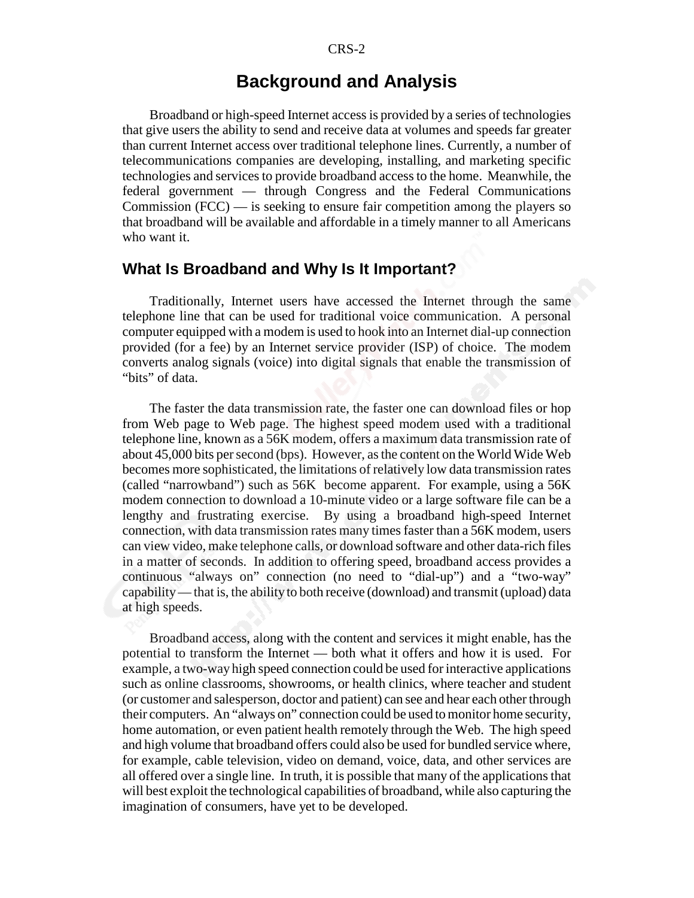# Background and Analysis

Broadband or high-speed Internet access is provided by a series of technologies that give users the ability to send and receive data at volumes and speeds far greater than current Internet access over traditional telephone lines. Currently, a number of telecommunications companies are developing, installing, and marketing specific technologies and services to provide broadband access to the home. Meanwhile, the federal government — through Congress and the Federal Communications Commission (FCC) — is seeking to ensure fair competition among the players so that broadband will be available and affordable in a timely manner to all Americans who want it.

## What Is Broadband and Why Is It Important?

Traditionally, Internet users have accessed the Internet through the same telephone line that can be used for traditional voice communication. A personal computer equipped with a modem is used to hook into an Internet dial-up connection provided (for a fee) by an Internet service provider (ISP) of choice. The modem converts analog signals (voice) into digital signals that enable the transmission of "bits" of data.

The faster the data transmission rate, the faster one can download files or hop from Web page to Web page. The highest speed modem used with a traditional telephone line, known as a 56K modem, offers a maximum data transmission rate of about 45,000 bits per second (bps). However, as the content on the World Wide Web becomes more sophisticated, the limitations of relatively low data transmission rates (called "narrowband") such as 56K become apparent. For example, using a 56K modem connection to download a 10-minute video or a large software file can be a lengthy and frustrating exercise. By using a broadband high-speed Internet connection, with data transmission rates many times faster than a 56K modem, users can view video, make telephone calls, or download software and other data-rich files in a matter of seconds. In addition to offering speed, broadband access provides a continuous "always on" connection (no need to "dial-up") and a "two-way" capability — that is, the ability to both receive (download) and transmit (upload) data at high speeds.

Broadband access, along with the content and services it might enable, has the potential to transform the Internet — both what it offers and how it is used. For example, a two-way high speed connection could be used for interactive applications such as online classrooms, showrooms, or health clinics, where teacher and student (or customer and salesperson, doctor and patient) can see and hear each other through their computers. An "always on" connection could be used to monitor home security, home automation, or even patient health remotely through the Web. The high speed and high volume that broadband offers could also be used for bundled service where, for example, cable television, video on demand, voice, data, and other services are all offered over a single line. In truth, it is possible that many of the applications that will best exploit the technological capabilities of broadband, while also capturing the imagination of consumers, have yet to be developed.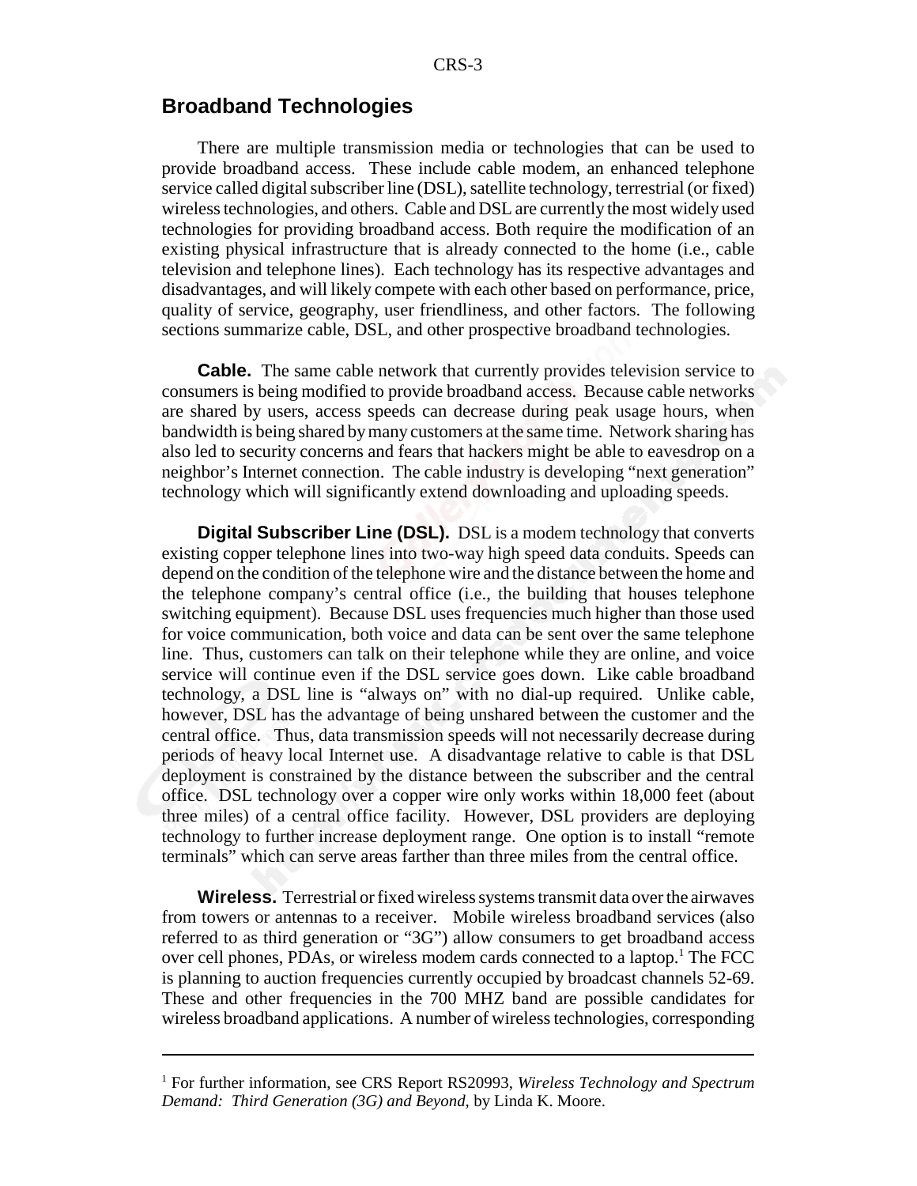## Broadband Technologies

There are multiple transmission media or technologies that can be used to provide broadband access. These include cable modem, an enhanced telephone service called digital subscriber line (DSL), satellite technology, terrestrial (or fixed) wireless technologies, and others. Cable and DSL are currently the most widely used technologies for providing broadband access. Both require the modification of an existing physical infrastructure that is already connected to the home (i.e., cable television and telephone lines). Each technology has its respective advantages and disadvantages, and will likely compete with each other based on performance, price, quality of service, geography, user friendliness, and other factors. The following sections summarize cable, DSL, and other prospective broadband technologies.

**Cable.** The same cable network that currently provides television service to consumers is being modified to provide broadband access. Because cable networks are shared by users, access speeds can decrease during peak usage hours, when bandwidth is being shared by many customers at the same time. Network sharing has also led to security concerns and fears that hackers might be able to eavesdrop on a neighbor's Internet connection. The cable industry is developing "next generation" technology which will significantly extend downloading and uploading speeds.

**Digital Subscriber Line (DSL).** DSL is a modem technology that converts existing copper telephone lines into two-way high speed data conduits. Speeds can depend on the condition of the telephone wire and the distance between the home and the telephone company's central office (i.e., the building that houses telephone switching equipment). Because DSL uses frequencies much higher than those used for voice communication, both voice and data can be sent over the same telephone line. Thus, customers can talk on their telephone while they are online, and voice service will continue even if the DSL service goes down. Like cable broadband technology, a DSL line is "always on" with no dial-up required. Unlike cable, however, DSL has the advantage of being unshared between the customer and the central office. Thus, data transmission speeds will not necessarily decrease during periods of heavy local Internet use. A disadvantage relative to cable is that DSL deployment is constrained by the distance between the subscriber and the central office. DSL technology over a copper wire only works within 18,000 feet (about three miles) of a central office facility. However, DSL providers are deploying technology to further increase deployment range. One option is to install "remote terminals" which can serve areas farther than three miles from the central office.

**Wireless.** Terrestrial or fixed wireless systems transmit data over the airwaves from towers or antennas to a receiver. Mobile wireless broadband services (also referred to as third generation or "3G") allow consumers to get broadband access over cell phones, PDAs, or wireless modem cards connected to a laptop.[1] The FCC is planning to auction frequencies currently occupied by broadcast channels 52-69. These and other frequencies in the 700 MHZ band are possible candidates for wireless broadband applications. A number of wireless technologies, corresponding

---

[1] For further information, see CRS Report RS20993, *Wireless Technology and Spectrum Demand: Third Generation (3G) and Beyond,* by Linda K. Moore.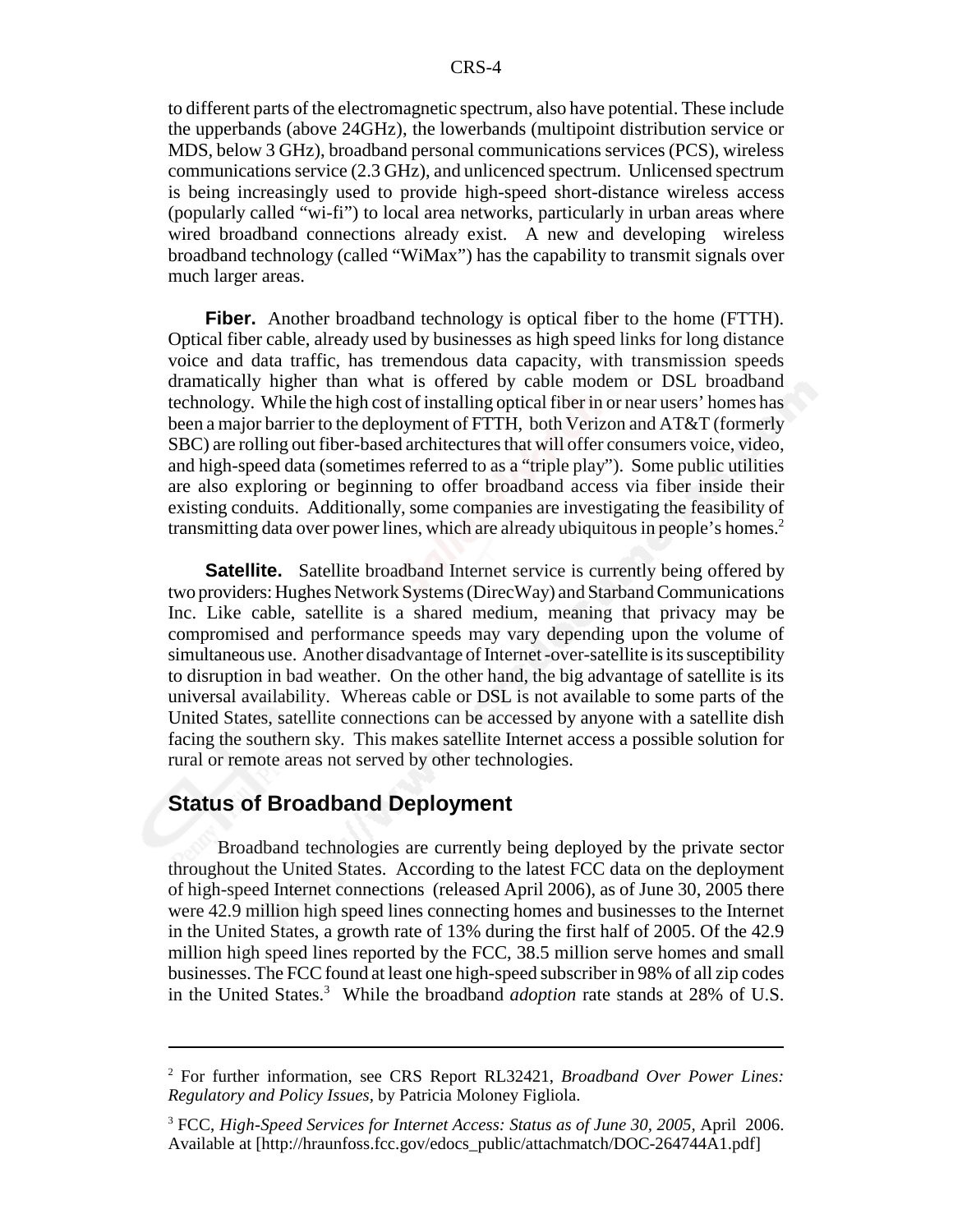to different parts of the electromagnetic spectrum, also have potential. These include the upperbands (above 24GHz), the lowerbands (multipoint distribution service or MDS, below 3 GHz), broadband personal communications services (PCS), wireless communications service (2.3 GHz), and unlicenced spectrum. Unlicensed spectrum is being increasingly used to provide high-speed short-distance wireless access (popularly called "wi-fi") to local area networks, particularly in urban areas where wired broadband connections already exist. A new and developing wireless broadband technology (called "WiMax") has the capability to transmit signals over much larger areas.

**Fiber.** Another broadband technology is optical fiber to the home (FTTH). Optical fiber cable, already used by businesses as high speed links for long distance voice and data traffic, has tremendous data capacity, with transmission speeds dramatically higher than what is offered by cable modem or DSL broadband technology. While the high cost of installing optical fiber in or near users' homes has been a major barrier to the deployment of FTTH, both Verizon and AT&T (formerly SBC) are rolling out fiber-based architectures that will offer consumers voice, video, and high-speed data (sometimes referred to as a "triple play"). Some public utilities are also exploring or beginning to offer broadband access via fiber inside their existing conduits. Additionally, some companies are investigating the feasibility of transmitting data over power lines, which are already ubiquitous in people's homes.[2]

**Satellite.** Satellite broadband Internet service is currently being offered by two providers: Hughes Network Systems (DirecWay) and Starband Communications Inc. Like cable, satellite is a shared medium, meaning that privacy may be compromised and performance speeds may vary depending upon the volume of simultaneous use. Another disadvantage of Internet-over-satellite is its susceptibility to disruption in bad weather. On the other hand, the big advantage of satellite is its universal availability. Whereas cable or DSL is not available to some parts of the United States, satellite connections can be accessed by anyone with a satellite dish facing the southern sky. This makes satellite Internet access a possible solution for rural or remote areas not served by other technologies.

## Status of Broadband Deployment

Broadband technologies are currently being deployed by the private sector throughout the United States. According to the latest FCC data on the deployment of high-speed Internet connections (released April 2006), as of June 30, 2005 there were 42.9 million high speed lines connecting homes and businesses to the Internet in the United States, a growth rate of 13% during the first half of 2005. Of the 42.9 million high speed lines reported by the FCC, 38.5 million serve homes and small businesses. The FCC found at least one high-speed subscriber in 98% of all zip codes in the United States.[3] While the broadband *adoption* rate stands at 28% of U.S.

---

[2] For further information, see CRS Report RL32421, *Broadband Over Power Lines: Regulatory and Policy Issues*, by Patricia Moloney Figliola.

[3] FCC, *High-Speed Services for Internet Access: Status as of June 30, 2005,* April 2006. Available at [http://hraunfoss.fcc.gov/edocs_public/attachmatch/DOC-264744A1.pdf]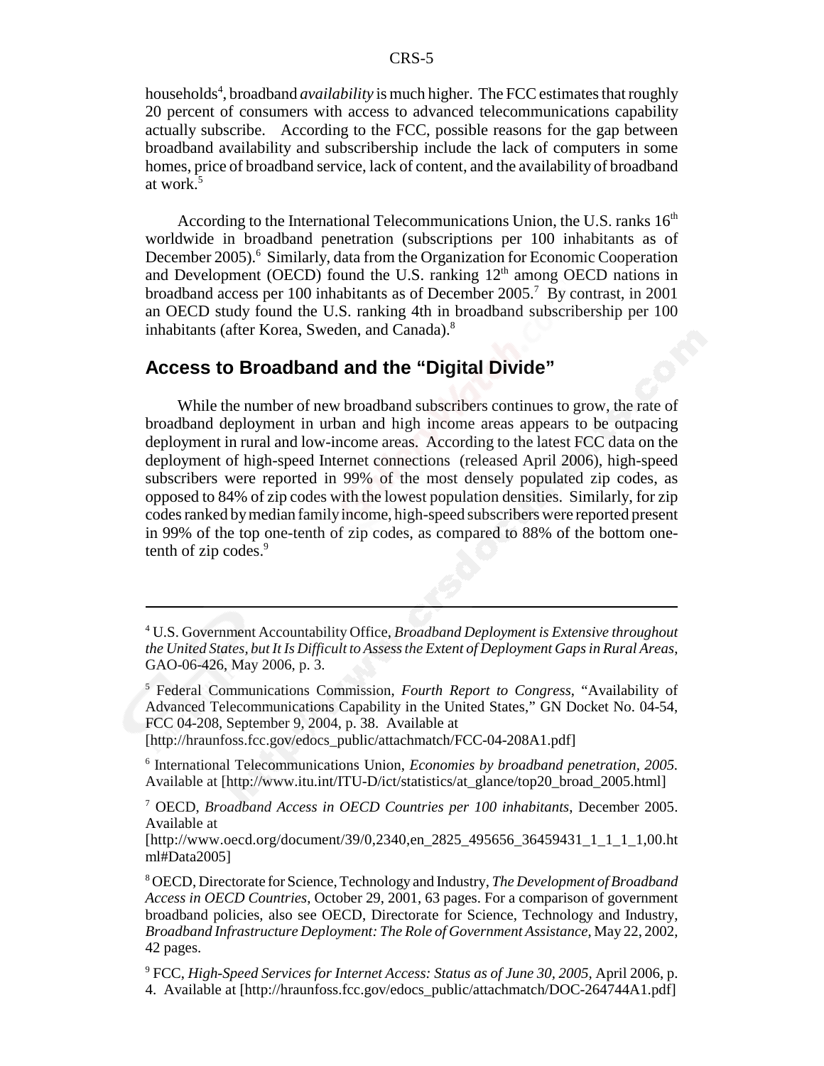households[4], broadband *availability* is much higher. The FCC estimates that roughly 20 percent of consumers with access to advanced telecommunications capability actually subscribe. According to the FCC, possible reasons for the gap between broadband availability and subscribership include the lack of computers in some homes, price of broadband service, lack of content, and the availability of broadband at work.[5]

According to the International Telecommunications Union, the U.S. ranks 16th worldwide in broadband penetration (subscriptions per 100 inhabitants as of December 2005).[6] Similarly, data from the Organization for Economic Cooperation and Development (OECD) found the U.S. ranking 12th among OECD nations in broadband access per 100 inhabitants as of December 2005.[7] By contrast, in 2001 an OECD study found the U.S. ranking 4th in broadband subscribership per 100 inhabitants (after Korea, Sweden, and Canada).[8]

## Access to Broadband and the "Digital Divide"

While the number of new broadband subscribers continues to grow, the rate of broadband deployment in urban and high income areas appears to be outpacing deployment in rural and low-income areas. According to the latest FCC data on the deployment of high-speed Internet connections (released April 2006), high-speed subscribers were reported in 99% of the most densely populated zip codes, as opposed to 84% of zip codes with the lowest population densities. Similarly, for zip codes ranked by median family income, high-speed subscribers were reported present in 99% of the top one-tenth of zip codes, as compared to 88% of the bottom one-tenth of zip codes.[9]

---

[4] U.S. Government Accountability Office, *Broadband Deployment is Extensive throughout the United States, but It Is Difficult to Assess the Extent of Deployment Gaps in Rural Areas*, GAO-06-426, May 2006, p. 3.

[5] Federal Communications Commission, *Fourth Report to Congress*, "Availability of Advanced Telecommunications Capability in the United States," GN Docket No. 04-54, FCC 04-208, September 9, 2004, p. 38. Available at [http://hraunfoss.fcc.gov/edocs_public/attachmatch/FCC-04-208A1.pdf]

[6] International Telecommunications Union, *Economies by broadband penetration, 2005.* Available at [http://www.itu.int/ITU-D/ict/statistics/at_glance/top20_broad_2005.html]

[7] OECD, *Broadband Access in OECD Countries per 100 inhabitants*, December 2005. Available at [http://www.oecd.org/document/39/0,2340,en_2825_495656_36459431_1_1_1_1,00.html#Data2005]

[8] OECD, Directorate for Science, Technology and Industry, *The Development of Broadband Access in OECD Countries*, October 29, 2001, 63 pages. For a comparison of government broadband policies, also see OECD, Directorate for Science, Technology and Industry, *Broadband Infrastructure Deployment: The Role of Government Assistance*, May 22, 2002, 42 pages.

[9] FCC, *High-Speed Services for Internet Access: Status as of June 30, 2005,* April 2006, p. 4. Available at [http://hraunfoss.fcc.gov/edocs_public/attachmatch/DOC-264744A1.pdf]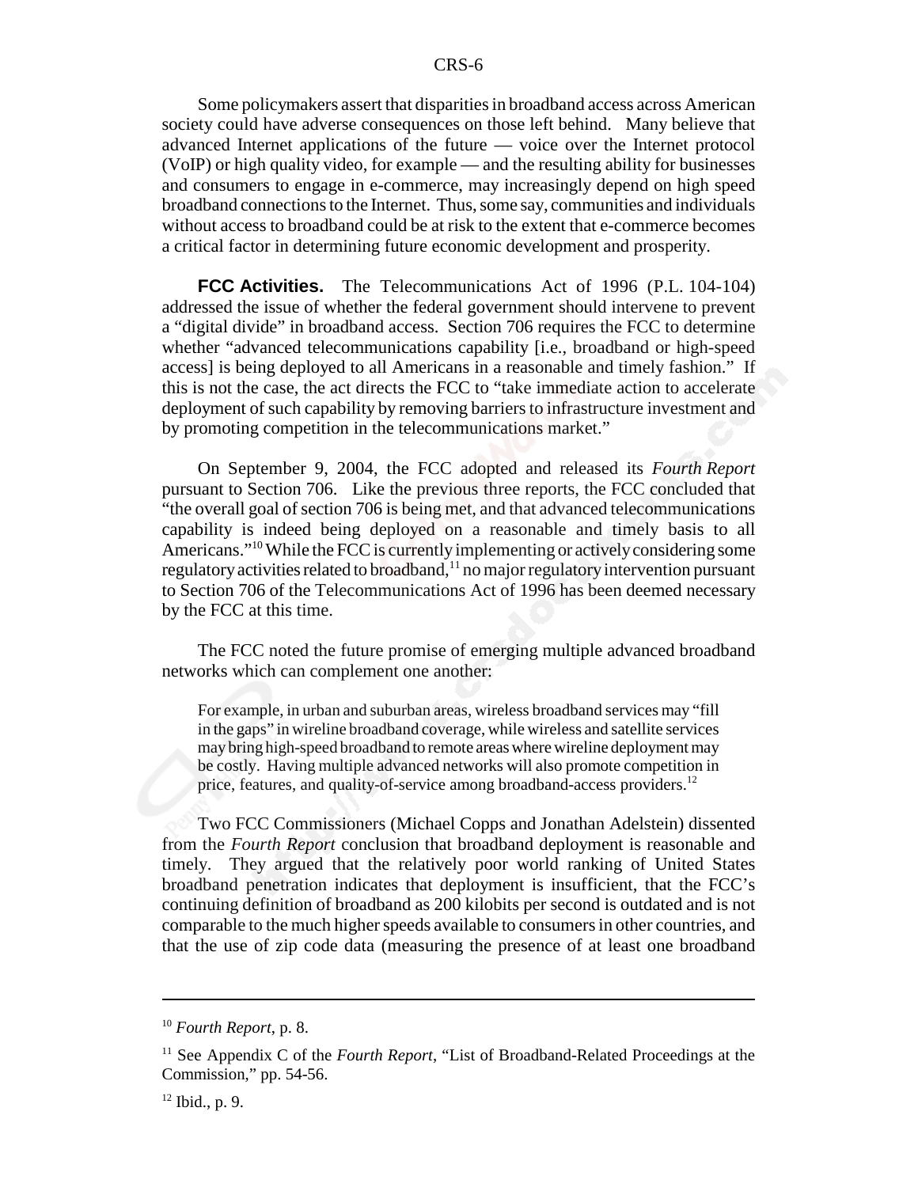Some policymakers assert that disparities in broadband access across American society could have adverse consequences on those left behind. Many believe that advanced Internet applications of the future — voice over the Internet protocol (VoIP) or high quality video, for example — and the resulting ability for businesses and consumers to engage in e-commerce, may increasingly depend on high speed broadband connections to the Internet. Thus, some say, communities and individuals without access to broadband could be at risk to the extent that e-commerce becomes a critical factor in determining future economic development and prosperity.

**FCC Activities.** The Telecommunications Act of 1996 (P.L. 104-104) addressed the issue of whether the federal government should intervene to prevent a "digital divide" in broadband access. Section 706 requires the FCC to determine whether "advanced telecommunications capability [i.e., broadband or high-speed access] is being deployed to all Americans in a reasonable and timely fashion." If this is not the case, the act directs the FCC to "take immediate action to accelerate deployment of such capability by removing barriers to infrastructure investment and by promoting competition in the telecommunications market."

On September 9, 2004, the FCC adopted and released its *Fourth Report* pursuant to Section 706. Like the previous three reports, the FCC concluded that "the overall goal of section 706 is being met, and that advanced telecommunications capability is indeed being deployed on a reasonable and timely basis to all Americans."[10] While the FCC is currently implementing or actively considering some regulatory activities related to broadband,[11] no major regulatory intervention pursuant to Section 706 of the Telecommunications Act of 1996 has been deemed necessary by the FCC at this time.

The FCC noted the future promise of emerging multiple advanced broadband networks which can complement one another:

> For example, in urban and suburban areas, wireless broadband services may "fill in the gaps" in wireline broadband coverage, while wireless and satellite services may bring high-speed broadband to remote areas where wireline deployment may be costly. Having multiple advanced networks will also promote competition in price, features, and quality-of-service among broadband-access providers.[12]

Two FCC Commissioners (Michael Copps and Jonathan Adelstein) dissented from the *Fourth Report* conclusion that broadband deployment is reasonable and timely. They argued that the relatively poor world ranking of United States broadband penetration indicates that deployment is insufficient, that the FCC's continuing definition of broadband as 200 kilobits per second is outdated and is not comparable to the much higher speeds available to consumers in other countries, and that the use of zip code data (measuring the presence of at least one broadband

---

[10] *Fourth Report*, p. 8.

[11] See Appendix C of the *Fourth Report*, "List of Broadband-Related Proceedings at the Commission," pp. 54-56.

[12] Ibid., p. 9.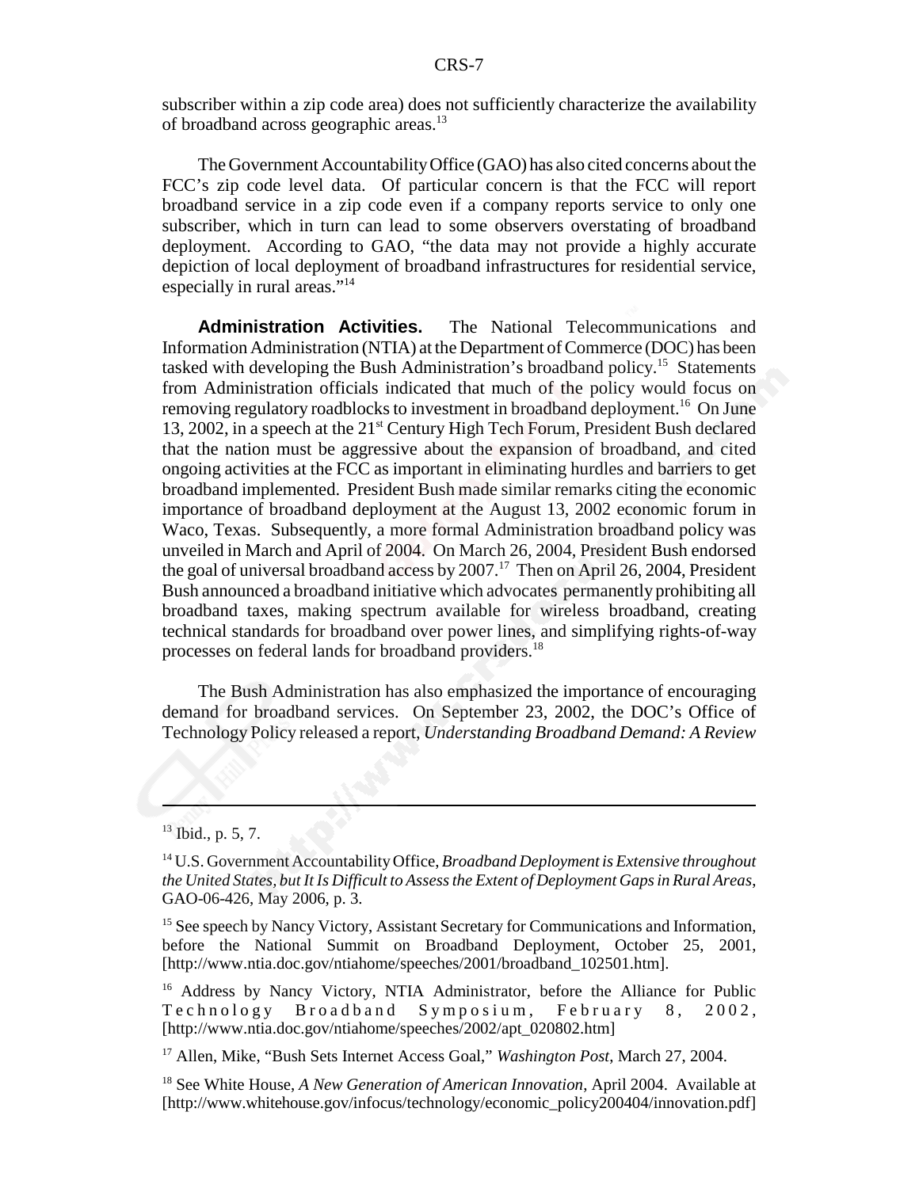subscriber within a zip code area) does not sufficiently characterize the availability of broadband across geographic areas.[13]

The Government Accountability Office (GAO) has also cited concerns about the FCC's zip code level data. Of particular concern is that the FCC will report broadband service in a zip code even if a company reports service to only one subscriber, which in turn can lead to some observers overstating of broadband deployment. According to GAO, "the data may not provide a highly accurate depiction of local deployment of broadband infrastructures for residential service, especially in rural areas."[14]

**Administration Activities.** The National Telecommunications and Information Administration (NTIA) at the Department of Commerce (DOC) has been tasked with developing the Bush Administration's broadband policy.[15] Statements from Administration officials indicated that much of the policy would focus on removing regulatory roadblocks to investment in broadband deployment.[16] On June 13, 2002, in a speech at the 21st Century High Tech Forum, President Bush declared that the nation must be aggressive about the expansion of broadband, and cited ongoing activities at the FCC as important in eliminating hurdles and barriers to get broadband implemented. President Bush made similar remarks citing the economic importance of broadband deployment at the August 13, 2002 economic forum in Waco, Texas. Subsequently, a more formal Administration broadband policy was unveiled in March and April of 2004. On March 26, 2004, President Bush endorsed the goal of universal broadband access by 2007.[17] Then on April 26, 2004, President Bush announced a broadband initiative which advocates permanently prohibiting all broadband taxes, making spectrum available for wireless broadband, creating technical standards for broadband over power lines, and simplifying rights-of-way processes on federal lands for broadband providers.[18]

The Bush Administration has also emphasized the importance of encouraging demand for broadband services. On September 23, 2002, the DOC's Office of Technology Policy released a report, *Understanding Broadband Demand: A Review*

---

[13] Ibid., p. 5, 7.

[14] U.S. Government Accountability Office, *Broadband Deployment is Extensive throughout the United States, but It Is Difficult to Assess the Extent of Deployment Gaps in Rural Areas*, GAO-06-426, May 2006, p. 3.

[15] See speech by Nancy Victory, Assistant Secretary for Communications and Information, before the National Summit on Broadband Deployment, October 25, 2001, [http://www.ntia.doc.gov/ntiahome/speeches/2001/broadband_102501.htm].

[16] Address by Nancy Victory, NTIA Administrator, before the Alliance for Public Technology Broadband Symposium, February 8, 2002, [http://www.ntia.doc.gov/ntiahome/speeches/2002/apt_020802.htm]

[17] Allen, Mike, "Bush Sets Internet Access Goal," *Washington Post*, March 27, 2004.

[18] See White House, *A New Generation of American Innovation*, April 2004. Available at [http://www.whitehouse.gov/infocus/technology/economic_policy200404/innovation.pdf]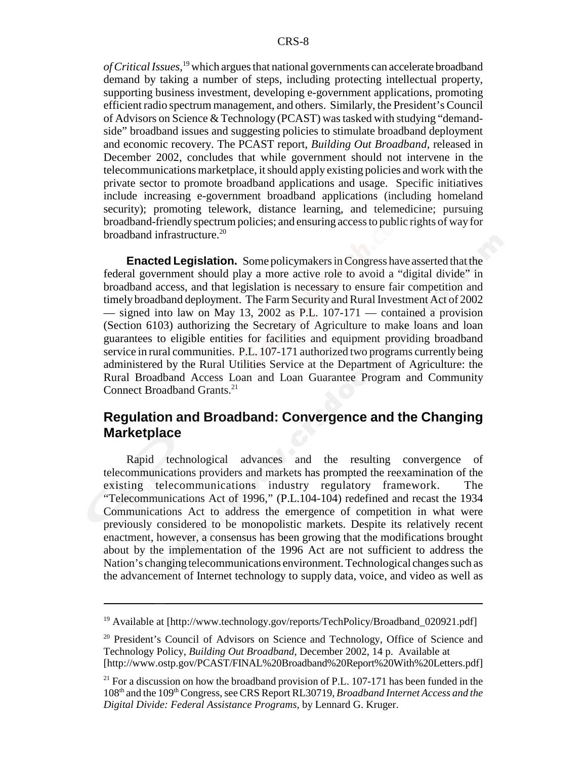*of Critical Issues*,[19] which argues that national governments can accelerate broadband demand by taking a number of steps, including protecting intellectual property, supporting business investment, developing e-government applications, promoting efficient radio spectrum management, and others. Similarly, the President's Council of Advisors on Science & Technology (PCAST) was tasked with studying "demand-side" broadband issues and suggesting policies to stimulate broadband deployment and economic recovery. The PCAST report, *Building Out Broadband*, released in December 2002, concludes that while government should not intervene in the telecommunications marketplace, it should apply existing policies and work with the private sector to promote broadband applications and usage. Specific initiatives include increasing e-government broadband applications (including homeland security); promoting telework, distance learning, and telemedicine; pursuing broadband-friendly spectrum policies; and ensuring access to public rights of way for broadband infrastructure.[20]

**Enacted Legislation.** Some policymakers in Congress have asserted that the federal government should play a more active role to avoid a "digital divide" in broadband access, and that legislation is necessary to ensure fair competition and timely broadband deployment. The Farm Security and Rural Investment Act of 2002 — signed into law on May 13, 2002 as P.L. 107-171 — contained a provision (Section 6103) authorizing the Secretary of Agriculture to make loans and loan guarantees to eligible entities for facilities and equipment providing broadband service in rural communities. P.L. 107-171 authorized two programs currently being administered by the Rural Utilities Service at the Department of Agriculture: the Rural Broadband Access Loan and Loan Guarantee Program and Community Connect Broadband Grants.[21]

## Regulation and Broadband: Convergence and the Changing Marketplace

Rapid technological advances and the resulting convergence of telecommunications providers and markets has prompted the reexamination of the existing telecommunications industry regulatory framework. The "Telecommunications Act of 1996," (P.L.104-104) redefined and recast the 1934 Communications Act to address the emergence of competition in what were previously considered to be monopolistic markets. Despite its relatively recent enactment, however, a consensus has been growing that the modifications brought about by the implementation of the 1996 Act are not sufficient to address the Nation's changing telecommunications environment. Technological changes such as the advancement of Internet technology to supply data, voice, and video as well as

---

[19] Available at [http://www.technology.gov/reports/TechPolicy/Broadband_020921.pdf]

[20] President's Council of Advisors on Science and Technology, Office of Science and Technology Policy, *Building Out Broadband*, December 2002, 14 p. Available at [http://www.ostp.gov/PCAST/FINAL%20Broadband%20Report%20With%20Letters.pdf]

[21] For a discussion on how the broadband provision of P.L. 107-171 has been funded in the 108th and the 109th Congress, see CRS Report RL30719, *Broadband Internet Access and the Digital Divide: Federal Assistance Programs*, by Lennard G. Kruger.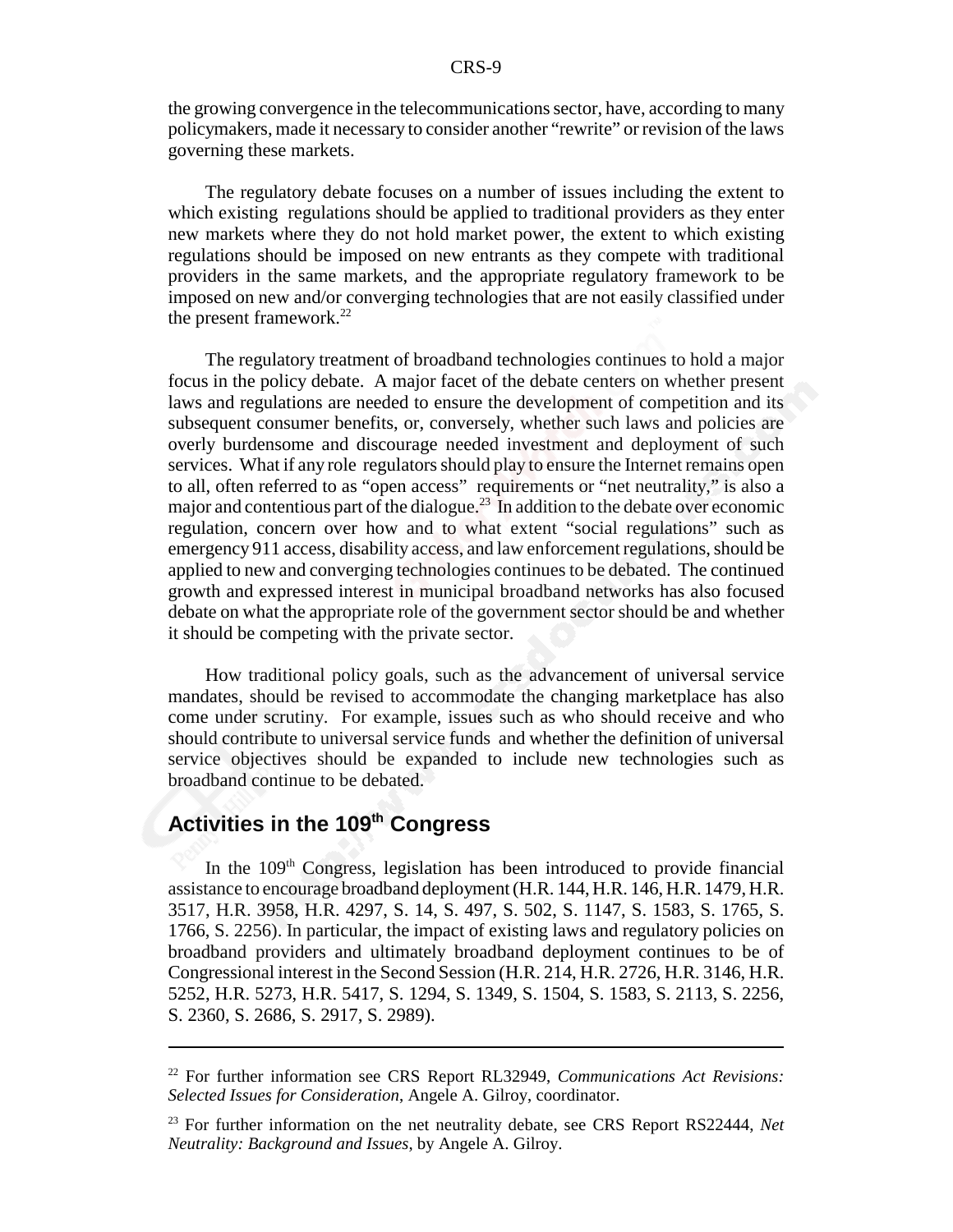the growing convergence in the telecommunications sector, have, according to many policymakers, made it necessary to consider another "rewrite" or revision of the laws governing these markets.

The regulatory debate focuses on a number of issues including the extent to which existing regulations should be applied to traditional providers as they enter new markets where they do not hold market power, the extent to which existing regulations should be imposed on new entrants as they compete with traditional providers in the same markets, and the appropriate regulatory framework to be imposed on new and/or converging technologies that are not easily classified under the present framework.[22]

The regulatory treatment of broadband technologies continues to hold a major focus in the policy debate. A major facet of the debate centers on whether present laws and regulations are needed to ensure the development of competition and its subsequent consumer benefits, or, conversely, whether such laws and policies are overly burdensome and discourage needed investment and deployment of such services. What if any role regulators should play to ensure the Internet remains open to all, often referred to as "open access" requirements or "net neutrality," is also a major and contentious part of the dialogue.[23] In addition to the debate over economic regulation, concern over how and to what extent "social regulations" such as emergency 911 access, disability access, and law enforcement regulations, should be applied to new and converging technologies continues to be debated. The continued growth and expressed interest in municipal broadband networks has also focused debate on what the appropriate role of the government sector should be and whether it should be competing with the private sector.

How traditional policy goals, such as the advancement of universal service mandates, should be revised to accommodate the changing marketplace has also come under scrutiny. For example, issues such as who should receive and who should contribute to universal service funds and whether the definition of universal service objectives should be expanded to include new technologies such as broadband continue to be debated.

## Activities in the 109th Congress

In the 109th Congress, legislation has been introduced to provide financial assistance to encourage broadband deployment (H.R. 144, H.R. 146, H.R. 1479, H.R. 3517, H.R. 3958, H.R. 4297, S. 14, S. 497, S. 502, S. 1147, S. 1583, S. 1765, S. 1766, S. 2256). In particular, the impact of existing laws and regulatory policies on broadband providers and ultimately broadband deployment continues to be of Congressional interest in the Second Session (H.R. 214, H.R. 2726, H.R. 3146, H.R. 5252, H.R. 5273, H.R. 5417, S. 1294, S. 1349, S. 1504, S. 1583, S. 2113, S. 2256, S. 2360, S. 2686, S. 2917, S. 2989).

---

[22] For further information see CRS Report RL32949, *Communications Act Revisions: Selected Issues for Consideration*, Angele A. Gilroy, coordinator.

[23] For further information on the net neutrality debate, see CRS Report RS22444, *Net Neutrality: Background and Issues*, by Angele A. Gilroy.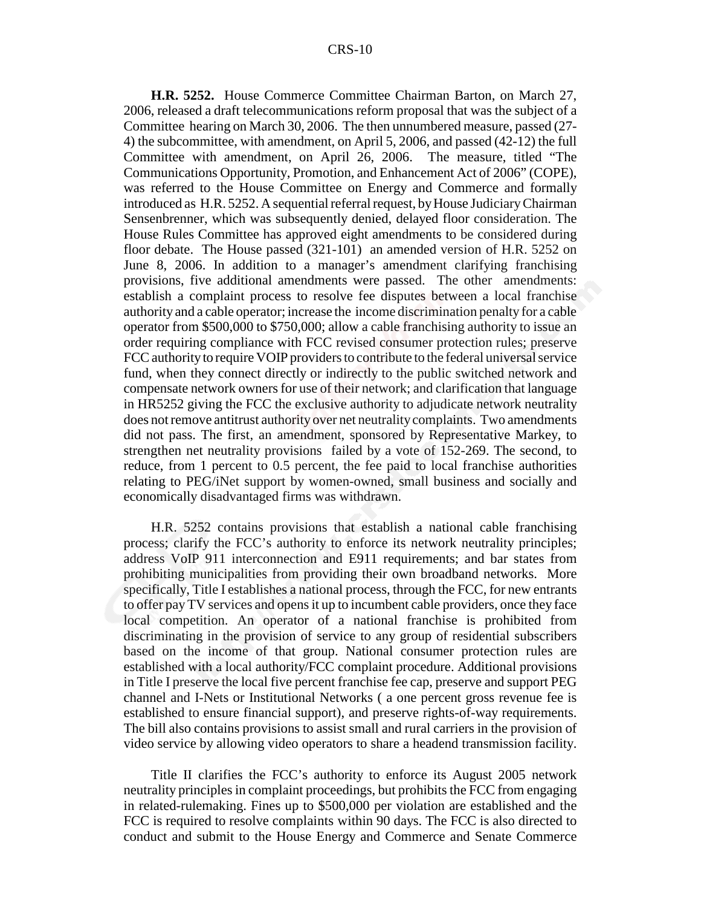**H.R. 5252.** House Commerce Committee Chairman Barton, on March 27, 2006, released a draft telecommunications reform proposal that was the subject of a Committee hearing on March 30, 2006. The then unnumbered measure, passed (27-4) the subcommittee, with amendment, on April 5, 2006, and passed (42-12) the full Committee with amendment, on April 26, 2006. The measure, titled "The Communications Opportunity, Promotion, and Enhancement Act of 2006" (COPE), was referred to the House Committee on Energy and Commerce and formally introduced as H.R. 5252. A sequential referral request, by House Judiciary Chairman Sensenbrenner, which was subsequently denied, delayed floor consideration. The House Rules Committee has approved eight amendments to be considered during floor debate. The House passed (321-101) an amended version of H.R. 5252 on June 8, 2006. In addition to a manager's amendment clarifying franchising provisions, five additional amendments were passed. The other amendments: establish a complaint process to resolve fee disputes between a local franchise authority and a cable operator; increase the income discrimination penalty for a cable operator from $500,000 to $750,000; allow a cable franchising authority to issue an order requiring compliance with FCC revised consumer protection rules; preserve FCC authority to require VOIP providers to contribute to the federal universal service fund, when they connect directly or indirectly to the public switched network and compensate network owners for use of their network; and clarification that language in HR5252 giving the FCC the exclusive authority to adjudicate network neutrality does not remove antitrust authority over net neutrality complaints. Two amendments did not pass. The first, an amendment, sponsored by Representative Markey, to strengthen net neutrality provisions failed by a vote of 152-269. The second, to reduce, from 1 percent to 0.5 percent, the fee paid to local franchise authorities relating to PEG/iNet support by women-owned, small business and socially and economically disadvantaged firms was withdrawn.

H.R. 5252 contains provisions that establish a national cable franchising process; clarify the FCC's authority to enforce its network neutrality principles; address VoIP 911 interconnection and E911 requirements; and bar states from prohibiting municipalities from providing their own broadband networks. More specifically, Title I establishes a national process, through the FCC, for new entrants to offer pay TV services and opens it up to incumbent cable providers, once they face local competition. An operator of a national franchise is prohibited from discriminating in the provision of service to any group of residential subscribers based on the income of that group. National consumer protection rules are established with a local authority/FCC complaint procedure. Additional provisions in Title I preserve the local five percent franchise fee cap, preserve and support PEG channel and I-Nets or Institutional Networks ( a one percent gross revenue fee is established to ensure financial support), and preserve rights-of-way requirements. The bill also contains provisions to assist small and rural carriers in the provision of video service by allowing video operators to share a headend transmission facility.

Title II clarifies the FCC's authority to enforce its August 2005 network neutrality principles in complaint proceedings, but prohibits the FCC from engaging in related-rulemaking. Fines up to $500,000 per violation are established and the FCC is required to resolve complaints within 90 days. The FCC is also directed to conduct and submit to the House Energy and Commerce and Senate Commerce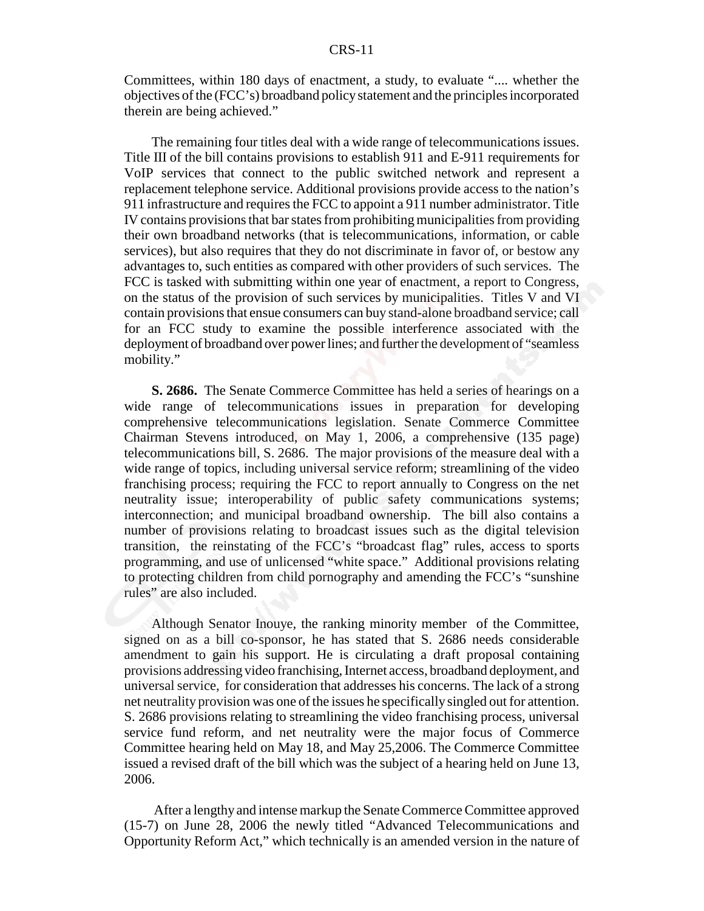Committees, within 180 days of enactment, a study, to evaluate ".... whether the objectives of the (FCC's) broadband policy statement and the principles incorporated therein are being achieved."

The remaining four titles deal with a wide range of telecommunications issues. Title III of the bill contains provisions to establish 911 and E-911 requirements for VoIP services that connect to the public switched network and represent a replacement telephone service. Additional provisions provide access to the nation's 911 infrastructure and requires the FCC to appoint a 911 number administrator. Title IV contains provisions that bar states from prohibiting municipalities from providing their own broadband networks (that is telecommunications, information, or cable services), but also requires that they do not discriminate in favor of, or bestow any advantages to, such entities as compared with other providers of such services. The FCC is tasked with submitting within one year of enactment, a report to Congress, on the status of the provision of such services by municipalities. Titles V and VI contain provisions that ensue consumers can buy stand-alone broadband service; call for an FCC study to examine the possible interference associated with the deployment of broadband over power lines; and further the development of "seamless mobility."

**S. 2686.** The Senate Commerce Committee has held a series of hearings on a wide range of telecommunications issues in preparation for developing comprehensive telecommunications legislation. Senate Commerce Committee Chairman Stevens introduced, on May 1, 2006, a comprehensive (135 page) telecommunications bill, S. 2686. The major provisions of the measure deal with a wide range of topics, including universal service reform; streamlining of the video franchising process; requiring the FCC to report annually to Congress on the net neutrality issue; interoperability of public safety communications systems; interconnection; and municipal broadband ownership. The bill also contains a number of provisions relating to broadcast issues such as the digital television transition, the reinstating of the FCC's "broadcast flag" rules, access to sports programming, and use of unlicensed "white space." Additional provisions relating to protecting children from child pornography and amending the FCC's "sunshine rules" are also included.

Although Senator Inouye, the ranking minority member of the Committee, signed on as a bill co-sponsor, he has stated that S. 2686 needs considerable amendment to gain his support. He is circulating a draft proposal containing provisions addressing video franchising, Internet access, broadband deployment, and universal service, for consideration that addresses his concerns. The lack of a strong net neutrality provision was one of the issues he specifically singled out for attention. S. 2686 provisions relating to streamlining the video franchising process, universal service fund reform, and net neutrality were the major focus of Commerce Committee hearing held on May 18, and May 25,2006. The Commerce Committee issued a revised draft of the bill which was the subject of a hearing held on June 13, 2006.

After a lengthy and intense markup the Senate Commerce Committee approved (15-7) on June 28, 2006 the newly titled "Advanced Telecommunications and Opportunity Reform Act," which technically is an amended version in the nature of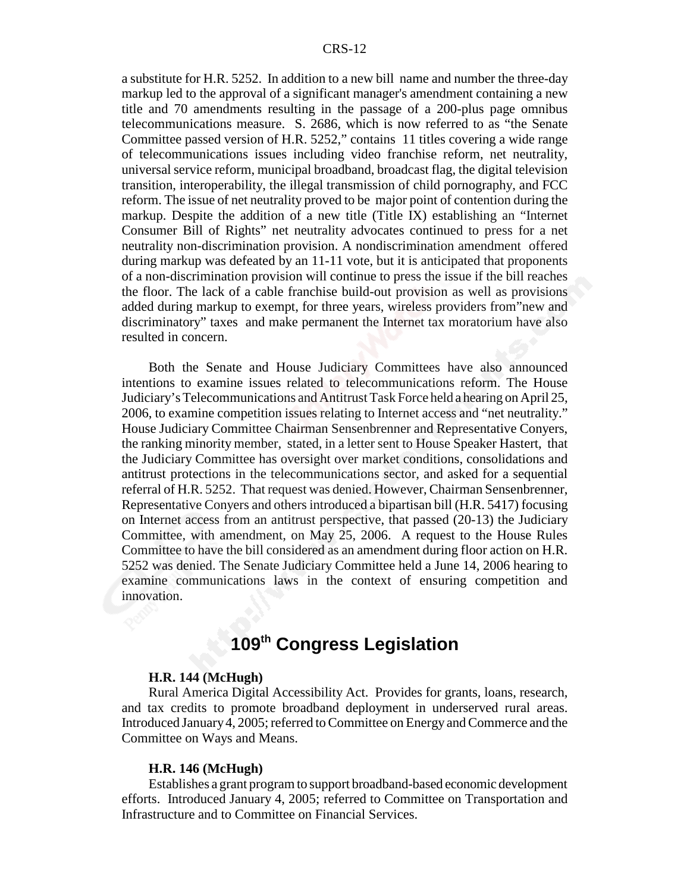a substitute for H.R. 5252. In addition to a new bill name and number the three-day markup led to the approval of a significant manager's amendment containing a new title and 70 amendments resulting in the passage of a 200-plus page omnibus telecommunications measure. S. 2686, which is now referred to as "the Senate Committee passed version of H.R. 5252," contains 11 titles covering a wide range of telecommunications issues including video franchise reform, net neutrality, universal service reform, municipal broadband, broadcast flag, the digital television transition, interoperability, the illegal transmission of child pornography, and FCC reform. The issue of net neutrality proved to be major point of contention during the markup. Despite the addition of a new title (Title IX) establishing an "Internet Consumer Bill of Rights" net neutrality advocates continued to press for a net neutrality non-discrimination provision. A nondiscrimination amendment offered during markup was defeated by an 11-11 vote, but it is anticipated that proponents of a non-discrimination provision will continue to press the issue if the bill reaches the floor. The lack of a cable franchise build-out provision as well as provisions added during markup to exempt, for three years, wireless providers from"new and discriminatory" taxes and make permanent the Internet tax moratorium have also resulted in concern.

Both the Senate and House Judiciary Committees have also announced intentions to examine issues related to telecommunications reform. The House Judiciary's Telecommunications and Antitrust Task Force held a hearing on April 25, 2006, to examine competition issues relating to Internet access and "net neutrality." House Judiciary Committee Chairman Sensenbrenner and Representative Conyers, the ranking minority member, stated, in a letter sent to House Speaker Hastert, that the Judiciary Committee has oversight over market conditions, consolidations and antitrust protections in the telecommunications sector, and asked for a sequential referral of H.R. 5252. That request was denied. However, Chairman Sensenbrenner, Representative Conyers and others introduced a bipartisan bill (H.R. 5417) focusing on Internet access from an antitrust perspective, that passed (20-13) the Judiciary Committee, with amendment, on May 25, 2006. A request to the House Rules Committee to have the bill considered as an amendment during floor action on H.R. 5252 was denied. The Senate Judiciary Committee held a June 14, 2006 hearing to examine communications laws in the context of ensuring competition and innovation.

# 109th Congress Legislation

**H.R. 144 (McHugh)**

Rural America Digital Accessibility Act. Provides for grants, loans, research, and tax credits to promote broadband deployment in underserved rural areas. Introduced January 4, 2005; referred to Committee on Energy and Commerce and the Committee on Ways and Means.

**H.R. 146 (McHugh)**

Establishes a grant program to support broadband-based economic development efforts. Introduced January 4, 2005; referred to Committee on Transportation and Infrastructure and to Committee on Financial Services.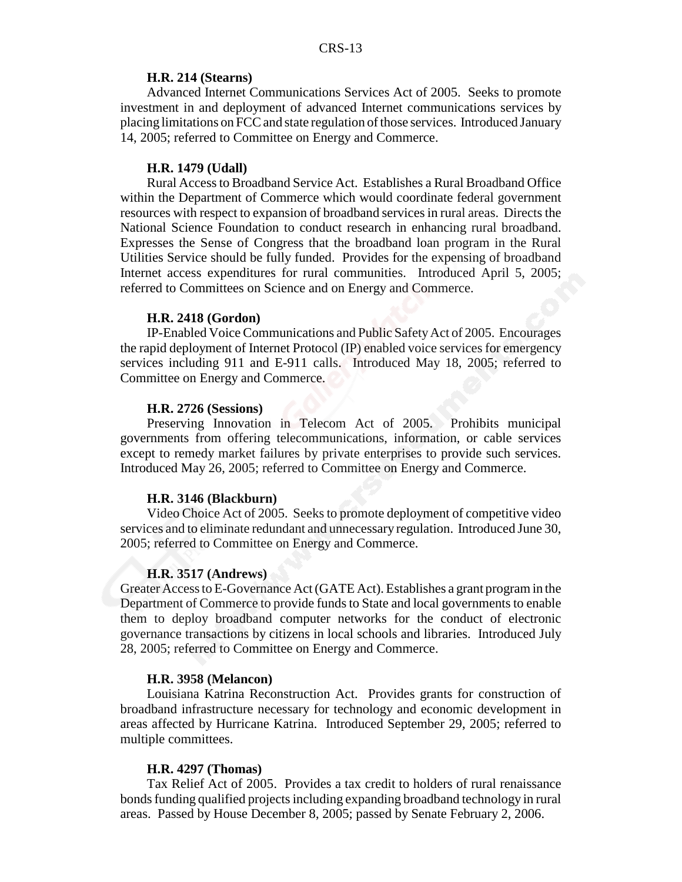**H.R. 214 (Stearns)**

Advanced Internet Communications Services Act of 2005. Seeks to promote investment in and deployment of advanced Internet communications services by placing limitations on FCC and state regulation of those services. Introduced January 14, 2005; referred to Committee on Energy and Commerce.

**H.R. 1479 (Udall)**

Rural Access to Broadband Service Act. Establishes a Rural Broadband Office within the Department of Commerce which would coordinate federal government resources with respect to expansion of broadband services in rural areas. Directs the National Science Foundation to conduct research in enhancing rural broadband. Expresses the Sense of Congress that the broadband loan program in the Rural Utilities Service should be fully funded. Provides for the expensing of broadband Internet access expenditures for rural communities. Introduced April 5, 2005; referred to Committees on Science and on Energy and Commerce.

**H.R. 2418 (Gordon)**

IP-Enabled Voice Communications and Public Safety Act of 2005. Encourages the rapid deployment of Internet Protocol (IP) enabled voice services for emergency services including 911 and E-911 calls. Introduced May 18, 2005; referred to Committee on Energy and Commerce.

**H.R. 2726 (Sessions)**

Preserving Innovation in Telecom Act of 2005. Prohibits municipal governments from offering telecommunications, information, or cable services except to remedy market failures by private enterprises to provide such services. Introduced May 26, 2005; referred to Committee on Energy and Commerce.

**H.R. 3146 (Blackburn)**

Video Choice Act of 2005. Seeks to promote deployment of competitive video services and to eliminate redundant and unnecessary regulation. Introduced June 30, 2005; referred to Committee on Energy and Commerce.

**H.R. 3517 (Andrews)**

Greater Access to E-Governance Act (GATE Act). Establishes a grant program in the Department of Commerce to provide funds to State and local governments to enable them to deploy broadband computer networks for the conduct of electronic governance transactions by citizens in local schools and libraries. Introduced July 28, 2005; referred to Committee on Energy and Commerce.

**H.R. 3958 (Melancon)**

Louisiana Katrina Reconstruction Act. Provides grants for construction of broadband infrastructure necessary for technology and economic development in areas affected by Hurricane Katrina. Introduced September 29, 2005; referred to multiple committees.

**H.R. 4297 (Thomas)**

Tax Relief Act of 2005. Provides a tax credit to holders of rural renaissance bonds funding qualified projects including expanding broadband technology in rural areas. Passed by House December 8, 2005; passed by Senate February 2, 2006.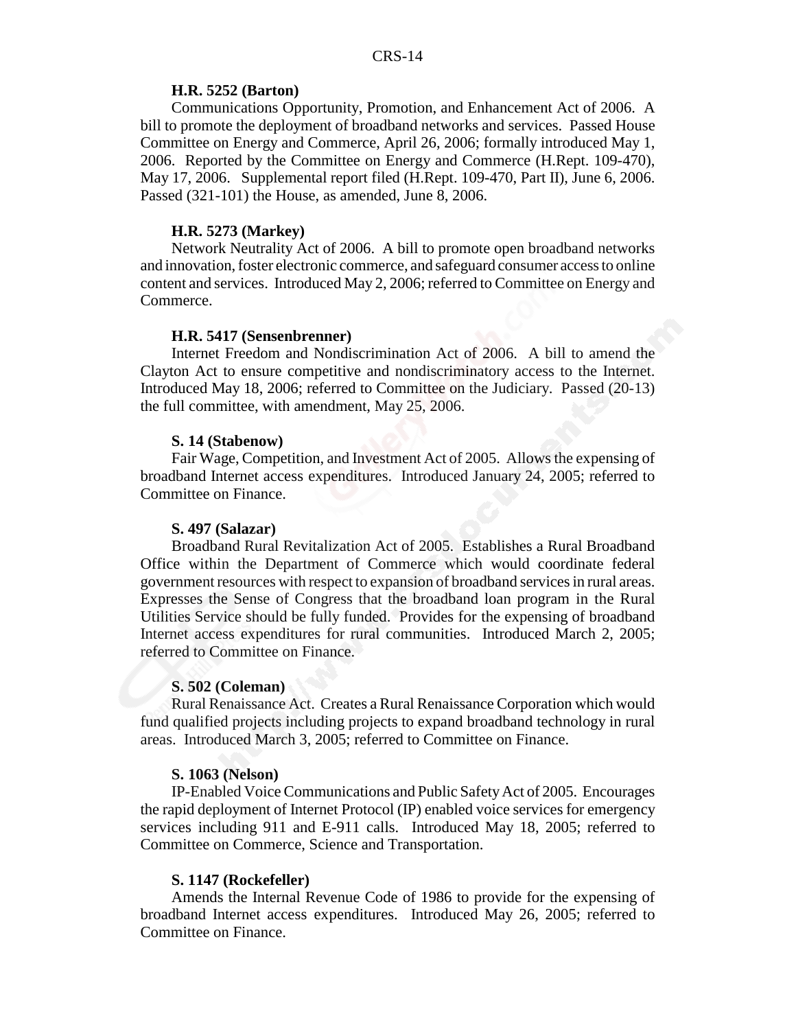**H.R. 5252 (Barton)**

Communications Opportunity, Promotion, and Enhancement Act of 2006. A bill to promote the deployment of broadband networks and services. Passed House Committee on Energy and Commerce, April 26, 2006; formally introduced May 1, 2006. Reported by the Committee on Energy and Commerce (H.Rept. 109-470), May 17, 2006. Supplemental report filed (H.Rept. 109-470, Part II), June 6, 2006. Passed (321-101) the House, as amended, June 8, 2006.

**H.R. 5273 (Markey)**

Network Neutrality Act of 2006. A bill to promote open broadband networks and innovation, foster electronic commerce, and safeguard consumer access to online content and services. Introduced May 2, 2006; referred to Committee on Energy and Commerce.

**H.R. 5417 (Sensenbrenner)**

Internet Freedom and Nondiscrimination Act of 2006. A bill to amend the Clayton Act to ensure competitive and nondiscriminatory access to the Internet. Introduced May 18, 2006; referred to Committee on the Judiciary. Passed (20-13) the full committee, with amendment, May 25, 2006.

**S. 14 (Stabenow)**

Fair Wage, Competition, and Investment Act of 2005. Allows the expensing of broadband Internet access expenditures. Introduced January 24, 2005; referred to Committee on Finance.

**S. 497 (Salazar)**

Broadband Rural Revitalization Act of 2005. Establishes a Rural Broadband Office within the Department of Commerce which would coordinate federal government resources with respect to expansion of broadband services in rural areas. Expresses the Sense of Congress that the broadband loan program in the Rural Utilities Service should be fully funded. Provides for the expensing of broadband Internet access expenditures for rural communities. Introduced March 2, 2005; referred to Committee on Finance.

**S. 502 (Coleman)**

Rural Renaissance Act. Creates a Rural Renaissance Corporation which would fund qualified projects including projects to expand broadband technology in rural areas. Introduced March 3, 2005; referred to Committee on Finance.

**S. 1063 (Nelson)**

IP-Enabled Voice Communications and Public Safety Act of 2005. Encourages the rapid deployment of Internet Protocol (IP) enabled voice services for emergency services including 911 and E-911 calls. Introduced May 18, 2005; referred to Committee on Commerce, Science and Transportation.

**S. 1147 (Rockefeller)**

Amends the Internal Revenue Code of 1986 to provide for the expensing of broadband Internet access expenditures. Introduced May 26, 2005; referred to Committee on Finance.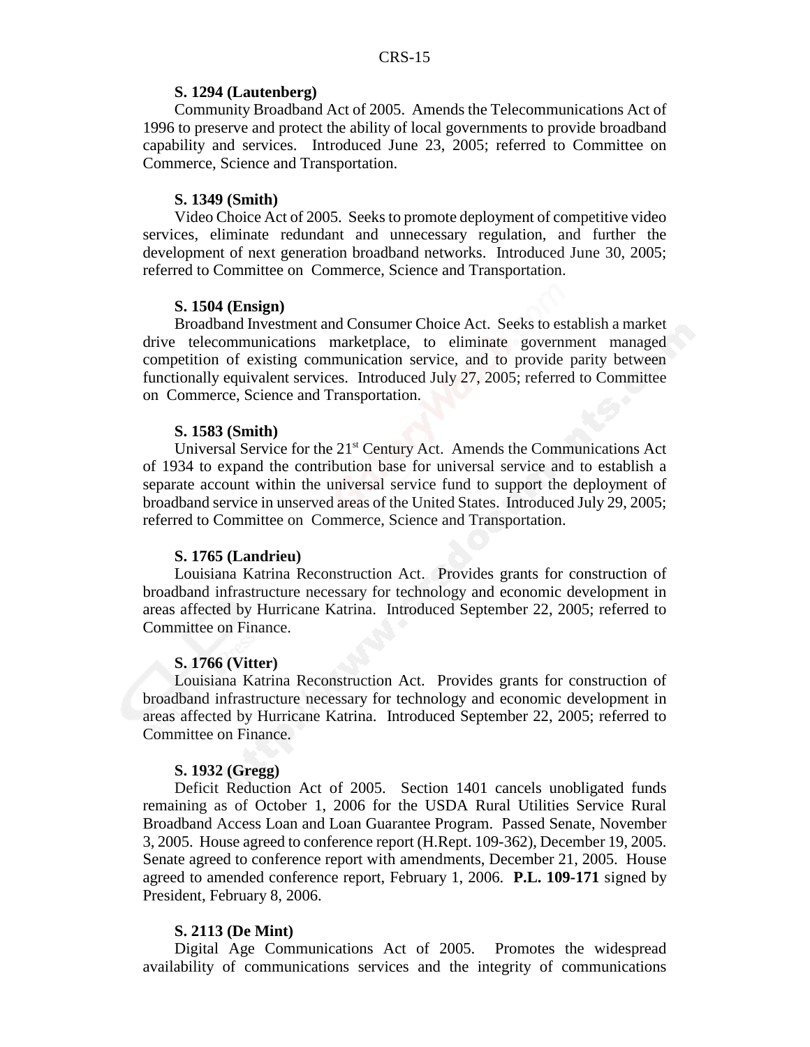**S. 1294 (Lautenberg)**

Community Broadband Act of 2005. Amends the Telecommunications Act of 1996 to preserve and protect the ability of local governments to provide broadband capability and services. Introduced June 23, 2005; referred to Committee on Commerce, Science and Transportation.

**S. 1349 (Smith)**

Video Choice Act of 2005. Seeks to promote deployment of competitive video services, eliminate redundant and unnecessary regulation, and further the development of next generation broadband networks. Introduced June 30, 2005; referred to Committee on Commerce, Science and Transportation.

**S. 1504 (Ensign)**

Broadband Investment and Consumer Choice Act. Seeks to establish a market drive telecommunications marketplace, to eliminate government managed competition of existing communication service, and to provide parity between functionally equivalent services. Introduced July 27, 2005; referred to Committee on Commerce, Science and Transportation.

**S. 1583 (Smith)**

Universal Service for the 21st Century Act. Amends the Communications Act of 1934 to expand the contribution base for universal service and to establish a separate account within the universal service fund to support the deployment of broadband service in unserved areas of the United States. Introduced July 29, 2005; referred to Committee on Commerce, Science and Transportation.

**S. 1765 (Landrieu)**

Louisiana Katrina Reconstruction Act. Provides grants for construction of broadband infrastructure necessary for technology and economic development in areas affected by Hurricane Katrina. Introduced September 22, 2005; referred to Committee on Finance.

**S. 1766 (Vitter)**

Louisiana Katrina Reconstruction Act. Provides grants for construction of broadband infrastructure necessary for technology and economic development in areas affected by Hurricane Katrina. Introduced September 22, 2005; referred to Committee on Finance.

**S. 1932 (Gregg)**

Deficit Reduction Act of 2005. Section 1401 cancels unobligated funds remaining as of October 1, 2006 for the USDA Rural Utilities Service Rural Broadband Access Loan and Loan Guarantee Program. Passed Senate, November 3, 2005. House agreed to conference report (H.Rept. 109-362), December 19, 2005. Senate agreed to conference report with amendments, December 21, 2005. House agreed to amended conference report, February 1, 2006. **P.L. 109-171** signed by President, February 8, 2006.

**S. 2113 (De Mint)**

Digital Age Communications Act of 2005. Promotes the widespread availability of communications services and the integrity of communications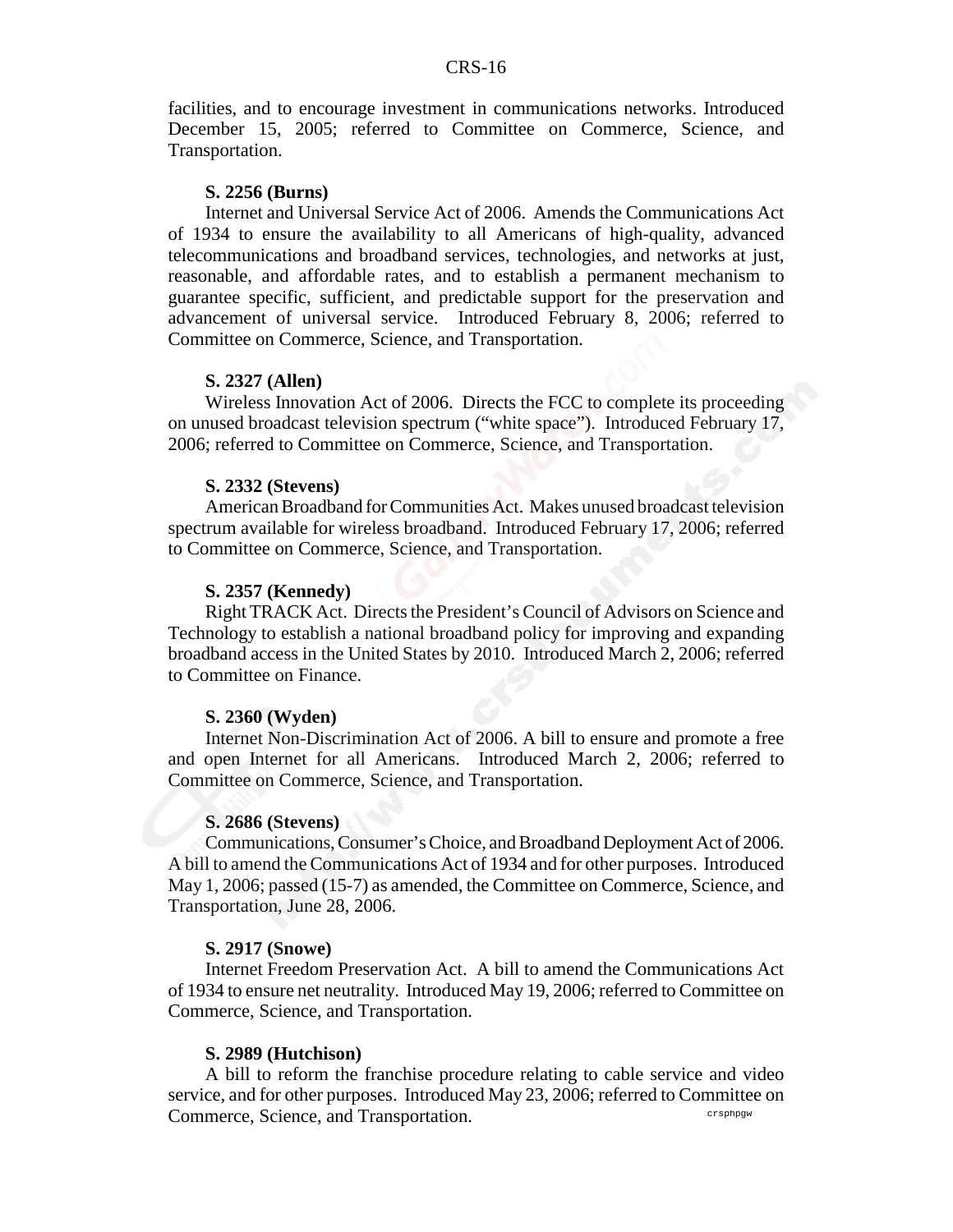facilities, and to encourage investment in communications networks. Introduced December 15, 2005; referred to Committee on Commerce, Science, and Transportation.

**S. 2256 (Burns)**

Internet and Universal Service Act of 2006. Amends the Communications Act of 1934 to ensure the availability to all Americans of high-quality, advanced telecommunications and broadband services, technologies, and networks at just, reasonable, and affordable rates, and to establish a permanent mechanism to guarantee specific, sufficient, and predictable support for the preservation and advancement of universal service. Introduced February 8, 2006; referred to Committee on Commerce, Science, and Transportation.

**S. 2327 (Allen)**

Wireless Innovation Act of 2006. Directs the FCC to complete its proceeding on unused broadcast television spectrum ("white space"). Introduced February 17, 2006; referred to Committee on Commerce, Science, and Transportation.

**S. 2332 (Stevens)**

American Broadband for Communities Act. Makes unused broadcast television spectrum available for wireless broadband. Introduced February 17, 2006; referred to Committee on Commerce, Science, and Transportation.

**S. 2357 (Kennedy)**

Right TRACK Act. Directs the President's Council of Advisors on Science and Technology to establish a national broadband policy for improving and expanding broadband access in the United States by 2010. Introduced March 2, 2006; referred to Committee on Finance.

**S. 2360 (Wyden)**

Internet Non-Discrimination Act of 2006. A bill to ensure and promote a free and open Internet for all Americans. Introduced March 2, 2006; referred to Committee on Commerce, Science, and Transportation.

**S. 2686 (Stevens)**

Communications, Consumer's Choice, and Broadband Deployment Act of 2006. A bill to amend the Communications Act of 1934 and for other purposes. Introduced May 1, 2006; passed (15-7) as amended, the Committee on Commerce, Science, and Transportation, June 28, 2006.

**S. 2917 (Snowe)**

Internet Freedom Preservation Act. A bill to amend the Communications Act of 1934 to ensure net neutrality. Introduced May 19, 2006; referred to Committee on Commerce, Science, and Transportation.

**S. 2989 (Hutchison)**

A bill to reform the franchise procedure relating to cable service and video service, and for other purposes. Introduced May 23, 2006; referred to Committee on Commerce, Science, and Transportation.